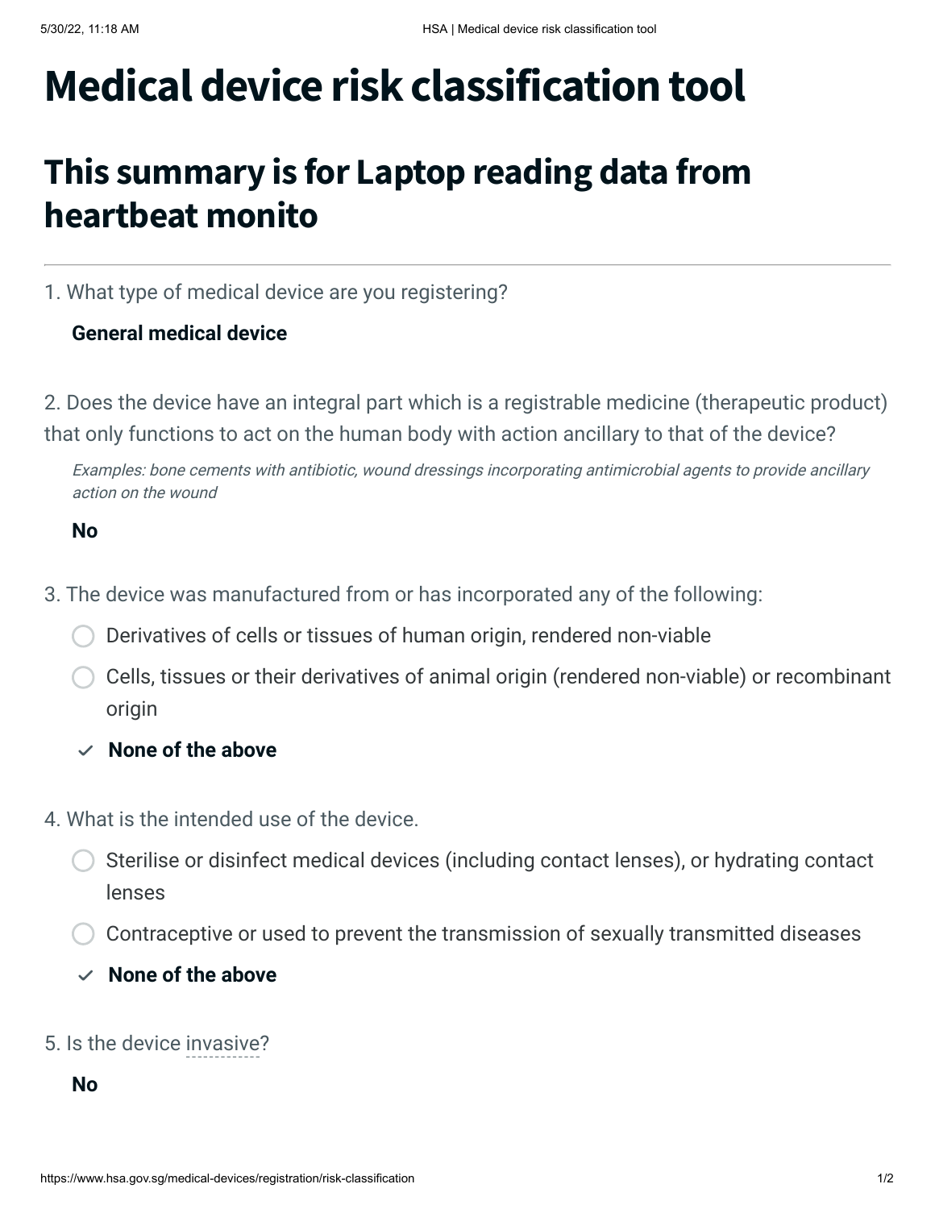# Medical device risk classification tool

## This summary is for Laptop reading data from heartbeat monito

1. What type of medical device are you registering?

   **General medical device**

2. Does the device have an integral part which is a registrable medicine (therapeutic product) that only functions to act on the human body with action ancillary to that of the device?

   *Examples: bone cements with antibiotic, wound dressings incorporating antimicrobial agents to provide ancillary action on the wound*

   **No**

3. The device was manufactured from or has incorporated any of the following:

   - ○ Derivatives of cells or tissues of human origin, rendered non-viable
   - ○ Cells, tissues or their derivatives of animal origin (rendered non-viable) or recombinant origin
   - ✓ **None of the above**

4. What is the intended use of the device.

   - ○ Sterilise or disinfect medical devices (including contact lenses), or hydrating contact lenses
   - ○ Contraceptive or used to prevent the transmission of sexually transmitted diseases
   - ✓ **None of the above**

5. Is the device invasive?

   **No**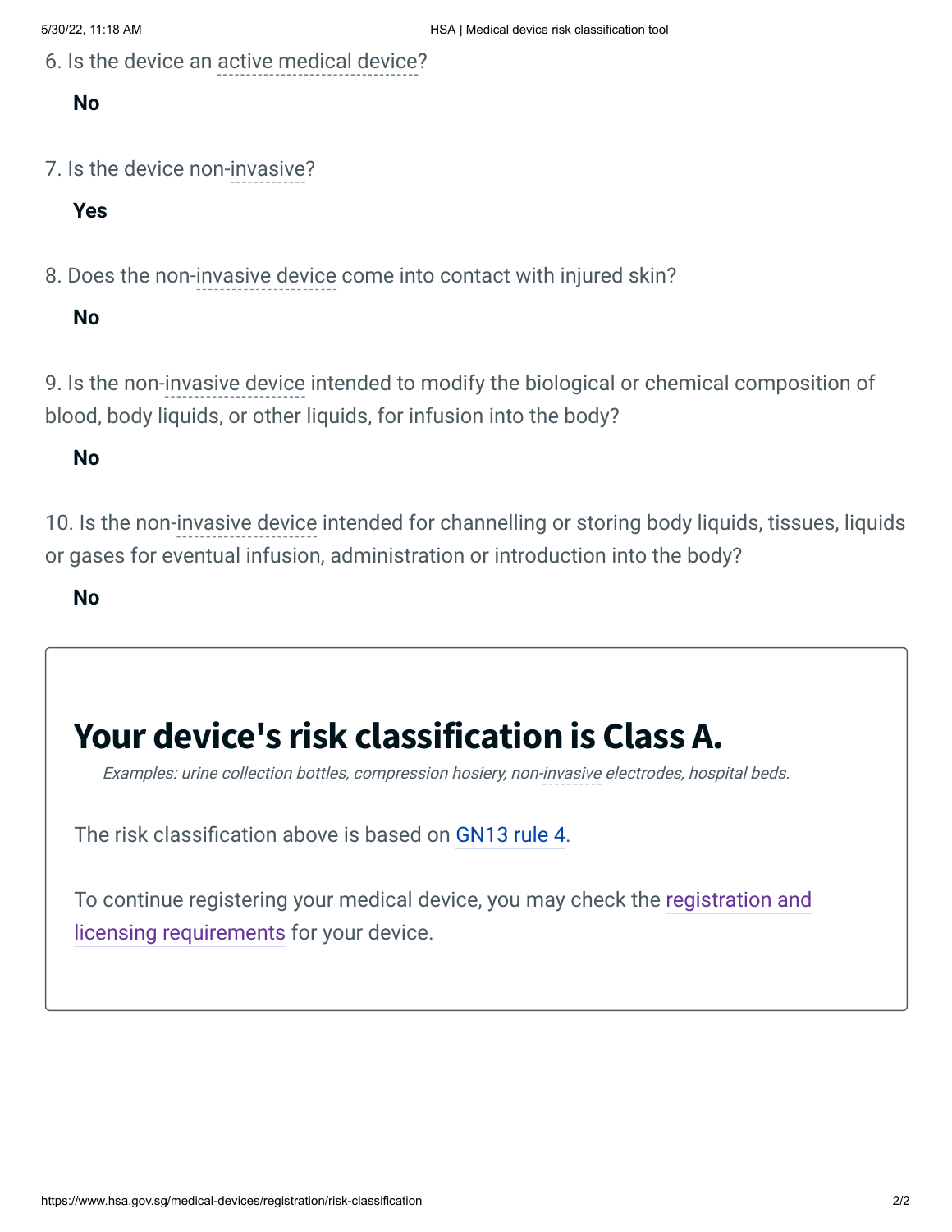6. Is the device an active medical device?

**No**

7. Is the device non-invasive?

**Yes**

8. Does the non-invasive device come into contact with injured skin?

**No**

9. Is the non-invasive device intended to modify the biological or chemical composition of blood, body liquids, or other liquids, for infusion into the body?

**No**

10. Is the non-invasive device intended for channelling or storing body liquids, tissues, liquids or gases for eventual infusion, administration or introduction into the body?

**No**

# Your device's risk classification is Class A.

*Examples: urine collection bottles, compression hosiery, non-invasive electrodes, hospital beds.*

The risk classification above is based on GN13 rule 4.

To continue registering your medical device, you may check the registration and licensing requirements for your device.